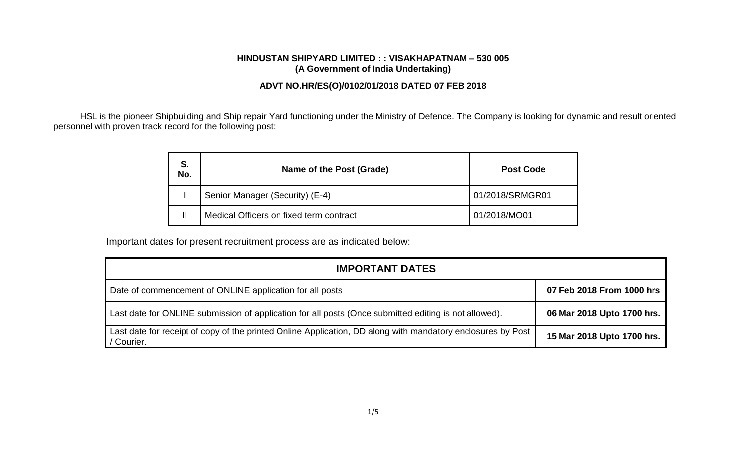**HINDUSTAN SHIPYARD LIMITED : : VISAKHAPATNAM – 530 005**
**(A Government of India Undertaking)**

**ADVT NO.HR/ES(O)/0102/01/2018 DATED 07 FEB 2018**

HSL is the pioneer Shipbuilding and Ship repair Yard functioning under the Ministry of Defence. The Company is looking for dynamic and result oriented personnel with proven track record for the following post:

| S. No. | Name of the Post (Grade) | Post Code |
|---|---|---|
| I | Senior Manager (Security) (E-4) | 01/2018/SRMGR01 |
| II | Medical Officers on fixed term contract | 01/2018/MO01 |

Important dates for present recruitment process are as indicated below:

| IMPORTANT DATES | |
|---|---|
| Date of commencement of ONLINE application for all posts | **07 Feb 2018 From 1000 hrs** |
| Last date for ONLINE submission of application for all posts (Once submitted editing is not allowed). | **06 Mar 2018 Upto 1700 hrs.** |
| Last date for receipt of copy of the printed Online Application, DD along with mandatory enclosures by Post / Courier. | **15 Mar 2018 Upto 1700 hrs.** |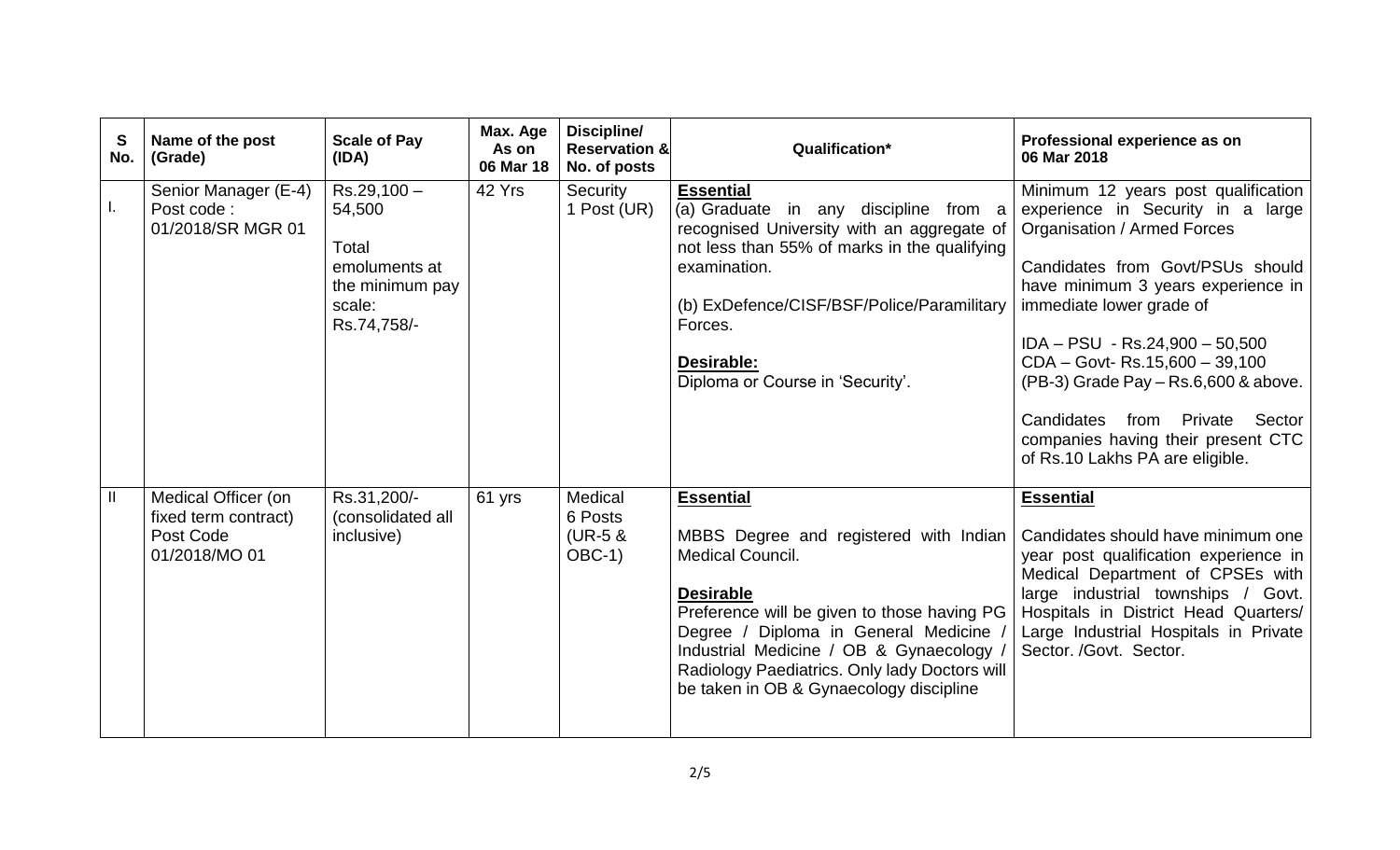| S No. | Name of the post (Grade) | Scale of Pay (IDA) | Max. Age As on 06 Mar 18 | Discipline/ Reservation & No. of posts | Qualification* | Professional experience as on 06 Mar 2018 |
|---|---|---|---|---|---|---|
| I. | Senior Manager (E-4) Post code : 01/2018/SR MGR 01 | Rs.29,100 – 54,500<br><br>Total emoluments at the minimum pay scale: Rs.74,758/- | 42 Yrs | Security 1 Post (UR) | **Essential**<br>(a) Graduate in any discipline from a recognised University with an aggregate of not less than 55% of marks in the qualifying examination.<br><br>(b) ExDefence/CISF/BSF/Police/Paramilitary Forces.<br><br>**Desirable:**<br>Diploma or Course in 'Security'. | Minimum 12 years post qualification experience in Security in a large Organisation / Armed Forces<br><br>Candidates from Govt/PSUs should have minimum 3 years experience in immediate lower grade of<br><br>IDA – PSU - Rs.24,900 – 50,500<br>CDA – Govt- Rs.15,600 – 39,100<br>(PB-3) Grade Pay – Rs.6,600 & above.<br><br>Candidates from Private Sector companies having their present CTC of Rs.10 Lakhs PA are eligible. |
| II | Medical Officer (on fixed term contract) Post Code 01/2018/MO 01 | Rs.31,200/- (consolidated all inclusive) | 61 yrs | Medical 6 Posts (UR-5 & OBC-1) | **Essential**<br><br>MBBS Degree and registered with Indian Medical Council.<br><br>**Desirable**<br>Preference will be given to those having PG Degree / Diploma in General Medicine / Industrial Medicine / OB & Gynaecology / Radiology Paediatrics. Only lady Doctors will be taken in OB & Gynaecology discipline | **Essential**<br><br>Candidates should have minimum one year post qualification experience in Medical Department of CPSEs with large industrial townships / Govt. Hospitals in District Head Quarters/ Large Industrial Hospitals in Private Sector. /Govt. Sector. |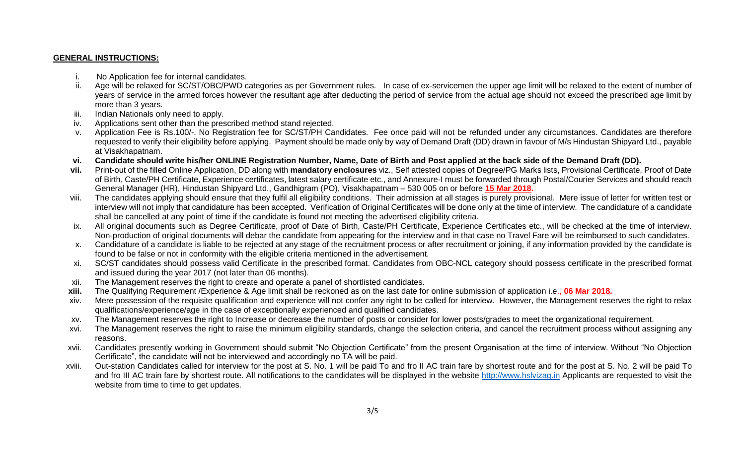**GENERAL INSTRUCTIONS:**

i. No Application fee for internal candidates.

ii. Age will be relaxed for SC/ST/OBC/PWD categories as per Government rules. In case of ex-servicemen the upper age limit will be relaxed to the extent of number of years of service in the armed forces however the resultant age after deducting the period of service from the actual age should not exceed the prescribed age limit by more than 3 years.

iii. Indian Nationals only need to apply.

iv. Applications sent other than the prescribed method stand rejected.

v. Application Fee is Rs.100/-. No Registration fee for SC/ST/PH Candidates. Fee once paid will not be refunded under any circumstances. Candidates are therefore requested to verify their eligibility before applying. Payment should be made only by way of Demand Draft (DD) drawn in favour of M/s Hindustan Shipyard Ltd., payable at Visakhapatnam.

**vi. Candidate should write his/her ONLINE Registration Number, Name, Date of Birth and Post applied at the back side of the Demand Draft (DD).**

**vii.** Print-out of the filled Online Application, DD along with **mandatory enclosures** viz., Self attested copies of Degree/PG Marks lists, Provisional Certificate, Proof of Date of Birth, Caste/PH Certificate, Experience certificates, latest salary certificate etc., and Annexure-I must be forwarded through Postal/Courier Services and should reach General Manager (HR), Hindustan Shipyard Ltd., Gandhigram (PO), Visakhapatnam – 530 005 on or before **15 Mar 2018.**

viii. The candidates applying should ensure that they fulfil all eligibility conditions. Their admission at all stages is purely provisional. Mere issue of letter for written test or interview will not imply that candidature has been accepted. Verification of Original Certificates will be done only at the time of interview. The candidature of a candidate shall be cancelled at any point of time if the candidate is found not meeting the advertised eligibility criteria.

ix. All original documents such as Degree Certificate, proof of Date of Birth, Caste/PH Certificate, Experience Certificates etc., will be checked at the time of interview. Non-production of original documents will debar the candidate from appearing for the interview and in that case no Travel Fare will be reimbursed to such candidates.

x. Candidature of a candidate is liable to be rejected at any stage of the recruitment process or after recruitment or joining, if any information provided by the candidate is found to be false or not in conformity with the eligible criteria mentioned in the advertisement.

xi. SC/ST candidates should possess valid Certificate in the prescribed format. Candidates from OBC-NCL category should possess certificate in the prescribed format and issued during the year 2017 (not later than 06 months).

xii. The Management reserves the right to create and operate a panel of shortlisted candidates.

**xiii.** The Qualifying Requirement /Experience & Age limit shall be reckoned as on the last date for online submission of application i.e., **06 Mar 2018.**

xiv. Mere possession of the requisite qualification and experience will not confer any right to be called for interview. However, the Management reserves the right to relax qualifications/experience/age in the case of exceptionally experienced and qualified candidates.

xv. The Management reserves the right to Increase or decrease the number of posts or consider for lower posts/grades to meet the organizational requirement.

xvi. The Management reserves the right to raise the minimum eligibility standards, change the selection criteria, and cancel the recruitment process without assigning any reasons.

xvii. Candidates presently working in Government should submit "No Objection Certificate" from the present Organisation at the time of interview. Without "No Objection Certificate", the candidate will not be interviewed and accordingly no TA will be paid.

xviii. Out-station Candidates called for interview for the post at S. No. 1 will be paid To and fro II AC train fare by shortest route and for the post at S. No. 2 will be paid To and fro III AC train fare by shortest route. All notifications to the candidates will be displayed in the website http://www.hslvizag.in Applicants are requested to visit the website from time to time to get updates.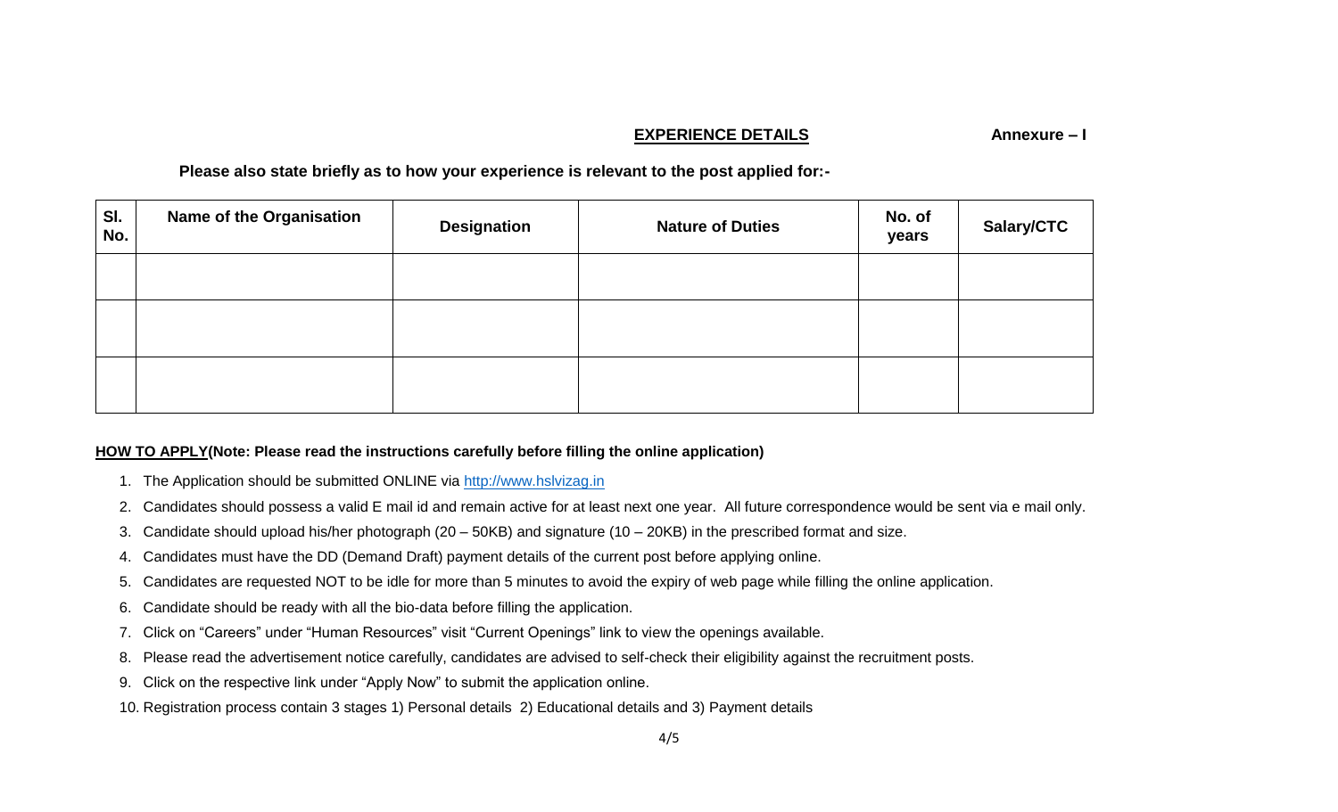**EXPERIENCE DETAILS** **Annexure – I**

**Please also state briefly as to how your experience is relevant to the post applied for:-**

| Sl. No. | Name of the Organisation | Designation | Nature of Duties | No. of years | Salary/CTC |
|---|---|---|---|---|---|
| | | | | | |
| | | | | | |
| | | | | | |

**HOW TO APPLY(Note: Please read the instructions carefully before filling the online application)**

1. The Application should be submitted ONLINE via http://www.hslvizag.in
2. Candidates should possess a valid E mail id and remain active for at least next one year. All future correspondence would be sent via e mail only.
3. Candidate should upload his/her photograph (20 – 50KB) and signature (10 – 20KB) in the prescribed format and size.
4. Candidates must have the DD (Demand Draft) payment details of the current post before applying online.
5. Candidates are requested NOT to be idle for more than 5 minutes to avoid the expiry of web page while filling the online application.
6. Candidate should be ready with all the bio-data before filling the application.
7. Click on "Careers" under "Human Resources" visit "Current Openings" link to view the openings available.
8. Please read the advertisement notice carefully, candidates are advised to self-check their eligibility against the recruitment posts.
9. Click on the respective link under "Apply Now" to submit the application online.
10. Registration process contain 3 stages 1) Personal details 2) Educational details and 3) Payment details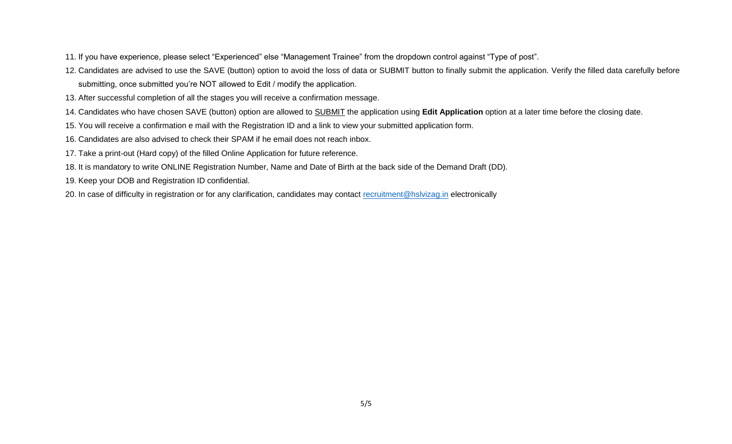11. If you have experience, please select “Experienced” else “Management Trainee” from the dropdown control against “Type of post”.
12. Candidates are advised to use the SAVE (button) option to avoid the loss of data or SUBMIT button to finally submit the application. Verify the filled data carefully before submitting, once submitted you’re NOT allowed to Edit / modify the application.
13. After successful completion of all the stages you will receive a confirmation message.
14. Candidates who have chosen SAVE (button) option are allowed to SUBMIT the application using **Edit Application** option at a later time before the closing date.
15. You will receive a confirmation e mail with the Registration ID and a link to view your submitted application form.
16. Candidates are also advised to check their SPAM if he email does not reach inbox.
17. Take a print-out (Hard copy) of the filled Online Application for future reference.
18. It is mandatory to write ONLINE Registration Number, Name and Date of Birth at the back side of the Demand Draft (DD).
19. Keep your DOB and Registration ID confidential.
20. In case of difficulty in registration or for any clarification, candidates may contact recruitment@hslvizag.in electronically